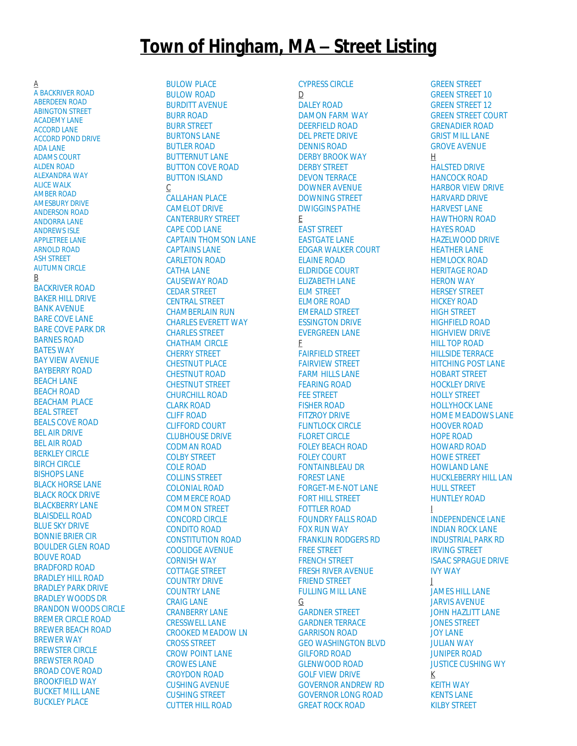# Town of Hingham, MA – Street Listing

A

A BACKRIVER ROAD
ABERDEEN ROAD
ABINGTON STREET
ACADEMY LANE
ACCORD LANE
ACCORD POND DRIVE
ADA LANE
ADAMS COURT
ALDEN ROAD
ALEXANDRA WAY
ALICE WALK
AMBER ROAD
AMESBURY DRIVE
ANDERSON ROAD
ANDORRA LANE
ANDREWS ISLE
APPLETREE LANE
ARNOLD ROAD
ASH STREET
AUTUMN CIRCLE

B

BACKRIVER ROAD
BAKER HILL DRIVE
BANK AVENUE
BARE COVE LANE
BARE COVE PARK DR
BARNES ROAD
BATES WAY
BAY VIEW AVENUE
BAYBERRY ROAD
BEACH LANE
BEACH ROAD
BEACHAM PLACE
BEAL STREET
BEALS COVE ROAD
BEL AIR DRIVE
BEL AIR ROAD
BERKLEY CIRCLE
BIRCH CIRCLE
BISHOPS LANE
BLACK HORSE LANE
BLACK ROCK DRIVE
BLACKBERRY LANE
BLAISDELL ROAD
BLUE SKY DRIVE
BONNIE BRIER CIR
BOULDER GLEN ROAD
BOUVE ROAD
BRADFORD ROAD
BRADLEY HILL ROAD
BRADLEY PARK DRIVE
BRADLEY WOODS DR
BRANDON WOODS CIRCLE
BREMER CIRCLE ROAD
BREWER BEACH ROAD
BREWER WAY
BREWSTER CIRCLE
BREWSTER ROAD
BROAD COVE ROAD
BROOKFIELD WAY
BUCKET MILL LANE
BUCKLEY PLACE
BULOW PLACE
BULOW ROAD
BURDITT AVENUE
BURR ROAD
BURR STREET
BURTONS LANE
BUTLER ROAD
BUTTERNUT LANE
BUTTON COVE ROAD
BUTTON ISLAND

C

CALLAHAN PLACE
CAMELOT DRIVE
CANTERBURY STREET
CAPE COD LANE
CAPTAIN THOMSON LANE
CAPTAINS LANE
CARLETON ROAD
CATHA LANE
CAUSEWAY ROAD
CEDAR STREET
CENTRAL STREET
CHAMBERLAIN RUN
CHARLES EVERETT WAY
CHARLES STREET
CHATHAM CIRCLE
CHERRY STREET
CHESTNUT PLACE
CHESTNUT ROAD
CHESTNUT STREET
CHURCHILL ROAD
CLARK ROAD
CLIFF ROAD
CLIFFORD COURT
CLUBHOUSE DRIVE
CODMAN ROAD
COLBY STREET
COLE ROAD
COLLINS STREET
COLONIAL ROAD
COMMERCE ROAD
COMMON STREET
CONCORD CIRCLE
CONDITO ROAD
CONSTITUTION ROAD
COOLIDGE AVENUE
CORNISH WAY
COTTAGE STREET
COUNTRY DRIVE
COUNTRY LANE
CRAIG LANE
CRANBERRY LANE
CRESSWELL LANE
CROOKED MEADOW LN
CROSS STREET
CROW POINT LANE
CROWES LANE
CROYDON ROAD
CUSHING AVENUE
CUSHING STREET
CUTTER HILL ROAD
CYPRESS CIRCLE

D

DALEY ROAD
DAMON FARM WAY
DEERFIELD ROAD
DEL PRETE DRIVE
DENNIS ROAD
DERBY BROOK WAY
DERBY STREET
DEVON TERRACE
DOWNER AVENUE
DOWNING STREET
DWIGGINS PATHE

E

EAST STREET
EASTGATE LANE
EDGAR WALKER COURT
ELAINE ROAD
ELDRIDGE COURT
ELIZABETH LANE
ELM STREET
ELMORE ROAD
EMERALD STREET
ESSINGTON DRIVE
EVERGREEN LANE

F

FAIRFIELD STREET
FAIRVIEW STREET
FARM HILLS LANE
FEARING ROAD
FEE STREET
FISHER ROAD
FITZROY DRIVE
FLINTLOCK CIRCLE
FLORET CIRCLE
FOLEY BEACH ROAD
FOLEY COURT
FONTAINBLEAU DR
FOREST LANE
FORGET-ME-NOT LANE
FORT HILL STREET
FOTTLER ROAD
FOUNDRY FALLS ROAD
FOX RUN WAY
FRANKLIN RODGERS RD
FREE STREET
FRENCH STREET
FRESH RIVER AVENUE
FRIEND STREET
FULLING MILL LANE

G

GARDNER STREET
GARDNER TERRACE
GARRISON ROAD
GEO WASHINGTON BLVD
GILFORD ROAD
GLENWOOD ROAD
GOLF VIEW DRIVE
GOVERNOR ANDREW RD
GOVERNOR LONG ROAD
GREAT ROCK ROAD
GREEN STREET
GREEN STREET 10
GREEN STREET 12
GREEN STREET COURT
GRENADIER ROAD
GRIST MILL LANE
GROVE AVENUE

H

HALSTED DRIVE
HANCOCK ROAD
HARBOR VIEW DRIVE
HARVARD DRIVE
HARVEST LANE
HAWTHORN ROAD
HAYES ROAD
HAZELWOOD DRIVE
HEATHER LANE
HEMLOCK ROAD
HERITAGE ROAD
HERON WAY
HERSEY STREET
HICKEY ROAD
HIGH STREET
HIGHFIELD ROAD
HIGHVIEW DRIVE
HILL TOP ROAD
HILLSIDE TERRACE
HITCHING POST LANE
HOBART STREET
HOCKLEY DRIVE
HOLLY STREET
HOLLYHOCK LANE
HOME MEADOWS LANE
HOOVER ROAD
HOPE ROAD
HOWARD ROAD
HOWE STREET
HOWLAND LANE
HUCKLEBERRY HILL LAN
HULL STREET
HUNTLEY ROAD

I

INDEPENDENCE LANE
INDIAN ROCK LANE
INDUSTRIAL PARK RD
IRVING STREET
ISAAC SPRAGUE DRIVE
IVY WAY

J

JAMES HILL LANE
JARVIS AVENUE
JOHN HAZLITT LANE
JONES STREET
JOY LANE
JULIAN WAY
JUNIPER ROAD
JUSTICE CUSHING WY

K

KEITH WAY
KENTS LANE
KILBY STREET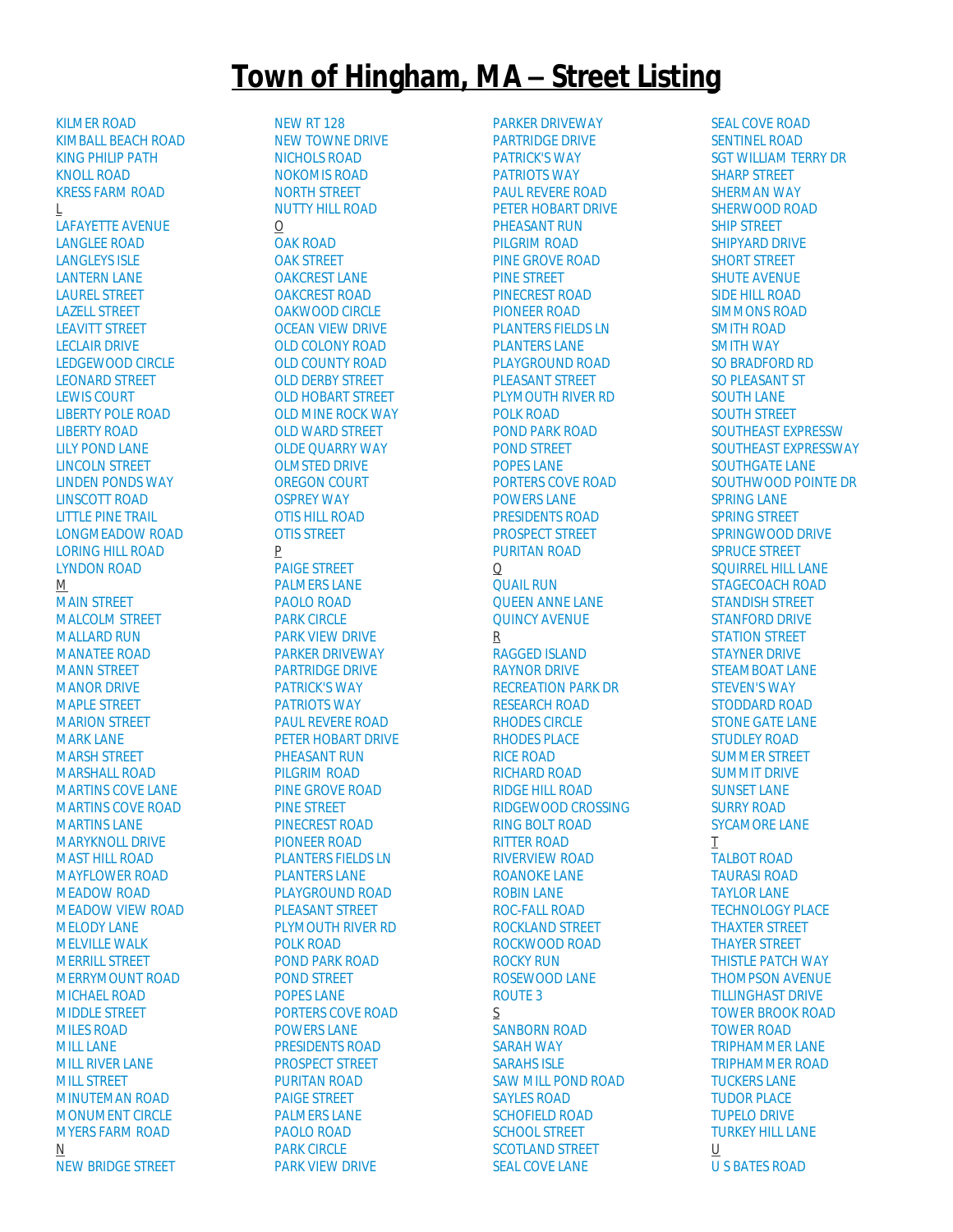# Town of Hingham, MA – Street Listing

KILMER ROAD
KIMBALL BEACH ROAD
KING PHILIP PATH
KNOLL ROAD
KRESS FARM ROAD
L
LAFAYETTE AVENUE
LANGLEE ROAD
LANGLEYS ISLE
LANTERN LANE
LAUREL STREET
LAZELL STREET
LEAVITT STREET
LECLAIR DRIVE
LEDGEWOOD CIRCLE
LEONARD STREET
LEWIS COURT
LIBERTY POLE ROAD
LIBERTY ROAD
LILY POND LANE
LINCOLN STREET
LINDEN PONDS WAY
LINSCOTT ROAD
LITTLE PINE TRAIL
LONGMEADOW ROAD
LORING HILL ROAD
LYNDON ROAD
M
MAIN STREET
MALCOLM STREET
MALLARD RUN
MANATEE ROAD
MANN STREET
MANOR DRIVE
MAPLE STREET
MARION STREET
MARK LANE
MARSH STREET
MARSHALL ROAD
MARTINS COVE LANE
MARTINS COVE ROAD
MARTINS LANE
MARYKNOLL DRIVE
MAST HILL ROAD
MAYFLOWER ROAD
MEADOW ROAD
MEADOW VIEW ROAD
MELODY LANE
MELVILLE WALK
MERRILL STREET
MERRYMOUNT ROAD
MICHAEL ROAD
MIDDLE STREET
MILES ROAD
MILL LANE
MILL RIVER LANE
MILL STREET
MINUTEMAN ROAD
MONUMENT CIRCLE
MYERS FARM ROAD
N
NEW BRIDGE STREET
NEW RT 128
NEW TOWNE DRIVE
NICHOLS ROAD
NOKOMIS ROAD
NORTH STREET
NUTTY HILL ROAD
O
OAK ROAD
OAK STREET
OAKCREST LANE
OAKCREST ROAD
OAKWOOD CIRCLE
OCEAN VIEW DRIVE
OLD COLONY ROAD
OLD COUNTY ROAD
OLD DERBY STREET
OLD HOBART STREET
OLD MINE ROCK WAY
OLD WARD STREET
OLDE QUARRY WAY
OLMSTED DRIVE
OREGON COURT
OSPREY WAY
OTIS HILL ROAD
OTIS STREET
P
PAIGE STREET
PALMERS LANE
PAOLO ROAD
PARK CIRCLE
PARK VIEW DRIVE
PARKER DRIVEWAY
PARTRIDGE DRIVE
PATRICK'S WAY
PATRIOTS WAY
PAUL REVERE ROAD
PETER HOBART DRIVE
PHEASANT RUN
PILGRIM ROAD
PINE GROVE ROAD
PINE STREET
PINECREST ROAD
PIONEER ROAD
PLANTERS FIELDS LN
PLANTERS LANE
PLAYGROUND ROAD
PLEASANT STREET
PLYMOUTH RIVER RD
POLK ROAD
POND PARK ROAD
POND STREET
POPES LANE
PORTERS COVE ROAD
POWERS LANE
PRESIDENTS ROAD
PROSPECT STREET
PURITAN ROAD
PAIGE STREET
PALMERS LANE
PAOLO ROAD
PARK CIRCLE
PARK VIEW DRIVE
PARKER DRIVEWAY
PARTRIDGE DRIVE
PATRICK'S WAY
PATRIOTS WAY
PAUL REVERE ROAD
PETER HOBART DRIVE
PHEASANT RUN
PILGRIM ROAD
PINE GROVE ROAD
PINE STREET
PINECREST ROAD
PIONEER ROAD
PLANTERS FIELDS LN
PLANTERS LANE
PLAYGROUND ROAD
PLEASANT STREET
PLYMOUTH RIVER RD
POLK ROAD
POND PARK ROAD
POND STREET
POPES LANE
PORTERS COVE ROAD
POWERS LANE
PRESIDENTS ROAD
PROSPECT STREET
PURITAN ROAD
Q
QUAIL RUN
QUEEN ANNE LANE
QUINCY AVENUE
R
RAGGED ISLAND
RAYNOR DRIVE
RECREATION PARK DR
RESEARCH ROAD
RHODES CIRCLE
RHODES PLACE
RICE ROAD
RICHARD ROAD
RIDGE HILL ROAD
RIDGEWOOD CROSSING
RING BOLT ROAD
RITTER ROAD
RIVERVIEW ROAD
ROANOKE LANE
ROBIN LANE
ROC-FALL ROAD
ROCKLAND STREET
ROCKWOOD ROAD
ROCKY RUN
ROSEWOOD LANE
ROUTE 3
S
SANBORN ROAD
SARAH WAY
SARAHS ISLE
SAW MILL POND ROAD
SAYLES ROAD
SCHOFIELD ROAD
SCHOOL STREET
SCOTLAND STREET
SEAL COVE LANE
SEAL COVE ROAD
SENTINEL ROAD
SGT WILLIAM TERRY DR
SHARP STREET
SHERMAN WAY
SHERWOOD ROAD
SHIP STREET
SHIPYARD DRIVE
SHORT STREET
SHUTE AVENUE
SIDE HILL ROAD
SIMMONS ROAD
SMITH ROAD
SMITH WAY
SO BRADFORD RD
SO PLEASANT ST
SOUTH LANE
SOUTH STREET
SOUTHEAST EXPRESSW
SOUTHEAST EXPRESSWAY
SOUTHGATE LANE
SOUTHWOOD POINTE DR
SPRING LANE
SPRING STREET
SPRINGWOOD DRIVE
SPRUCE STREET
SQUIRREL HILL LANE
STAGECOACH ROAD
STANDISH STREET
STANFORD DRIVE
STATION STREET
STAYNER DRIVE
STEAMBOAT LANE
STEVEN'S WAY
STODDARD ROAD
STONE GATE LANE
STUDLEY ROAD
SUMMER STREET
SUMMIT DRIVE
SUNSET LANE
SURRY ROAD
SYCAMORE LANE
T
TALBOT ROAD
TAURASI ROAD
TAYLOR LANE
TECHNOLOGY PLACE
THAXTER STREET
THAYER STREET
THISTLE PATCH WAY
THOMPSON AVENUE
TILLINGHAST DRIVE
TOWER BROOK ROAD
TOWER ROAD
TRIPHAMMER LANE
TRIPHAMMER ROAD
TUCKERS LANE
TUDOR PLACE
TUPELO DRIVE
TURKEY HILL LANE
U
U S BATES ROAD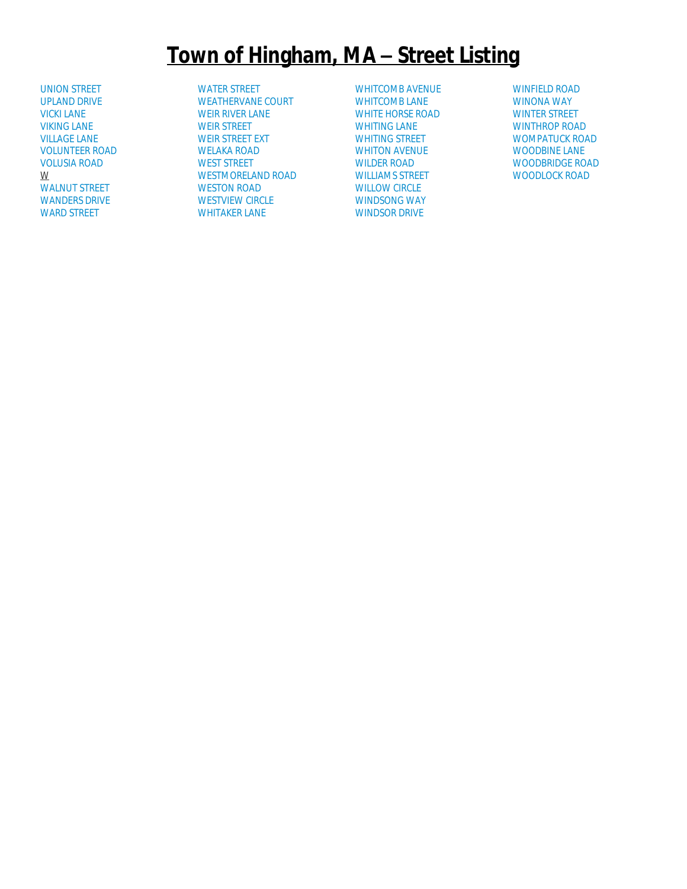# Town of Hingham, MA – Street Listing

UNION STREET
UPLAND DRIVE
VICKI LANE
VIKING LANE
VILLAGE LANE
VOLUNTEER ROAD
VOLUSIA ROAD
W
WALNUT STREET
WANDERS DRIVE
WARD STREET
WATER STREET
WEATHERVANE COURT
WEIR RIVER LANE
WEIR STREET
WEIR STREET EXT
WELAKA ROAD
WEST STREET
WESTMORELAND ROAD
WESTON ROAD
WESTVIEW CIRCLE
WHITAKER LANE
WHITCOMB AVENUE
WHITCOMB LANE
WHITE HORSE ROAD
WHITING LANE
WHITING STREET
WHITON AVENUE
WILDER ROAD
WILLIAMS STREET
WILLOW CIRCLE
WINDSONG WAY
WINDSOR DRIVE
WINFIELD ROAD
WINONA WAY
WINTER STREET
WINTHROP ROAD
WOMPATUCK ROAD
WOODBINE LANE
WOODBRIDGE ROAD
WOODLOCK ROAD